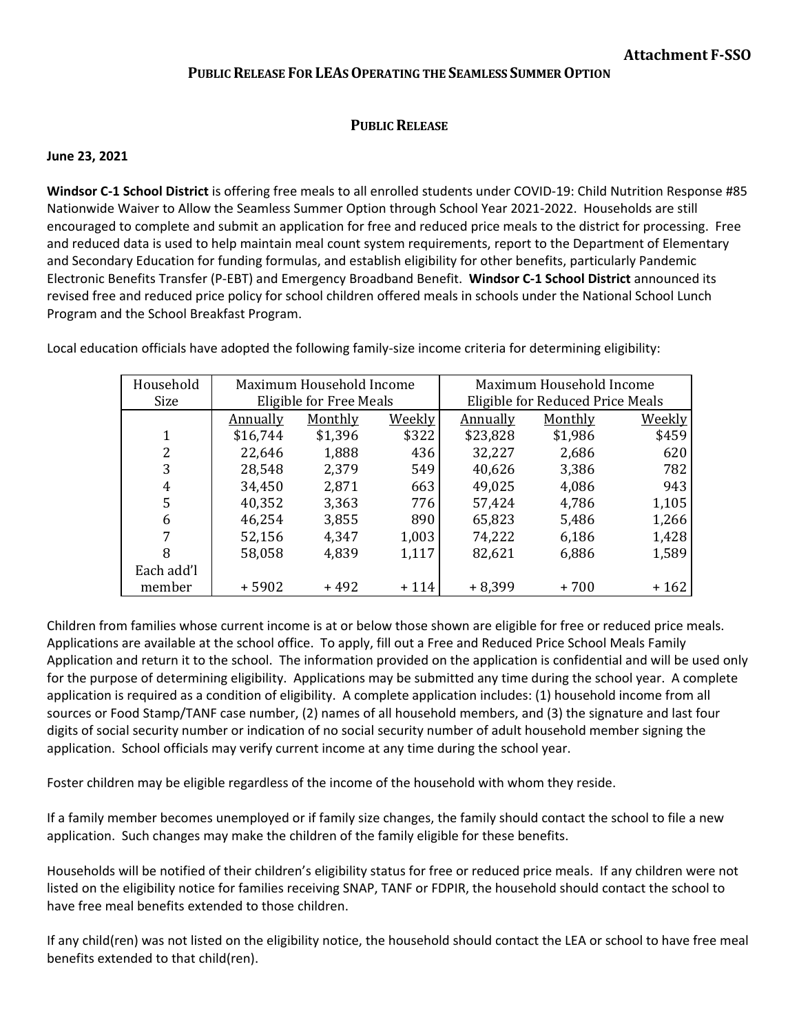**Attachment F-SSO**

## Public Release For LEAs Operating the Seamless Summer Option

## Public Release

**June 23, 2021**

**Windsor C-1 School District** is offering free meals to all enrolled students under COVID-19: Child Nutrition Response #85 Nationwide Waiver to Allow the Seamless Summer Option through School Year 2021-2022. Households are still encouraged to complete and submit an application for free and reduced price meals to the district for processing. Free and reduced data is used to help maintain meal count system requirements, report to the Department of Elementary and Secondary Education for funding formulas, and establish eligibility for other benefits, particularly Pandemic Electronic Benefits Transfer (P-EBT) and Emergency Broadband Benefit. **Windsor C-1 School District** announced its revised free and reduced price policy for school children offered meals in schools under the National School Lunch Program and the School Breakfast Program.

Local education officials have adopted the following family-size income criteria for determining eligibility:

| Household Size | Maximum Household Income Eligible for Free Meals | | | Maximum Household Income Eligible for Reduced Price Meals | | |
|---|---|---|---|---|---|---|
| | Annually | Monthly | Weekly | Annually | Monthly | Weekly |
| 1 | $16,744 | $1,396 | $322 | $23,828 | $1,986 | $459 |
| 2 | 22,646 | 1,888 | 436 | 32,227 | 2,686 | 620 |
| 3 | 28,548 | 2,379 | 549 | 40,626 | 3,386 | 782 |
| 4 | 34,450 | 2,871 | 663 | 49,025 | 4,086 | 943 |
| 5 | 40,352 | 3,363 | 776 | 57,424 | 4,786 | 1,105 |
| 6 | 46,254 | 3,855 | 890 | 65,823 | 5,486 | 1,266 |
| 7 | 52,156 | 4,347 | 1,003 | 74,222 | 6,186 | 1,428 |
| 8 | 58,058 | 4,839 | 1,117 | 82,621 | 6,886 | 1,589 |
| Each add'l member | + 5902 | + 492 | + 114 | + 8,399 | + 700 | + 162 |

Children from families whose current income is at or below those shown are eligible for free or reduced price meals. Applications are available at the school office. To apply, fill out a Free and Reduced Price School Meals Family Application and return it to the school. The information provided on the application is confidential and will be used only for the purpose of determining eligibility. Applications may be submitted any time during the school year. A complete application is required as a condition of eligibility. A complete application includes: (1) household income from all sources or Food Stamp/TANF case number, (2) names of all household members, and (3) the signature and last four digits of social security number or indication of no social security number of adult household member signing the application. School officials may verify current income at any time during the school year.

Foster children may be eligible regardless of the income of the household with whom they reside.

If a family member becomes unemployed or if family size changes, the family should contact the school to file a new application. Such changes may make the children of the family eligible for these benefits.

Households will be notified of their children's eligibility status for free or reduced price meals. If any children were not listed on the eligibility notice for families receiving SNAP, TANF or FDPIR, the household should contact the school to have free meal benefits extended to those children.

If any child(ren) was not listed on the eligibility notice, the household should contact the LEA or school to have free meal benefits extended to that child(ren).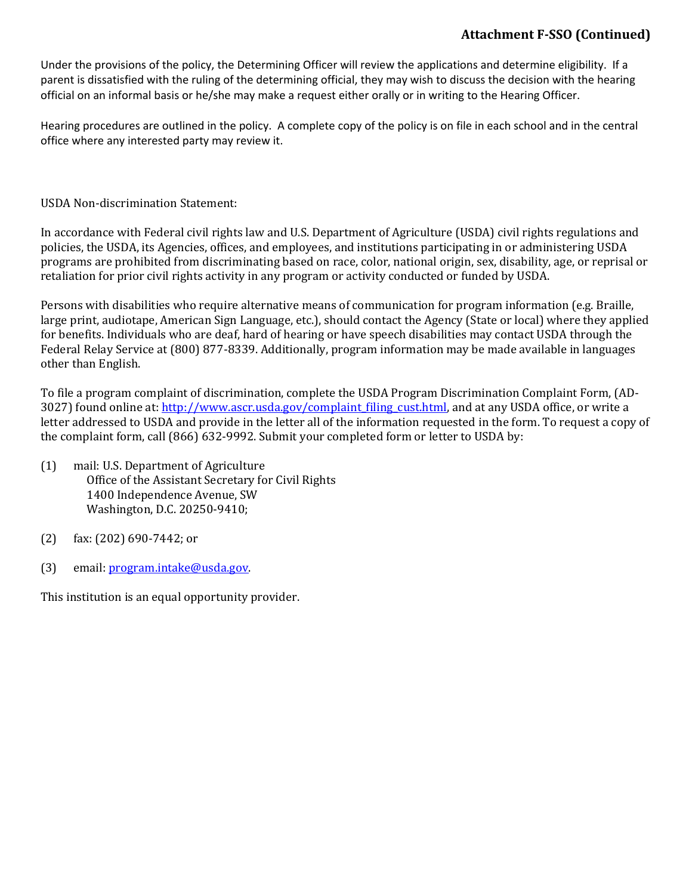**Attachment F-SSO (Continued)**

Under the provisions of the policy, the Determining Officer will review the applications and determine eligibility. If a parent is dissatisfied with the ruling of the determining official, they may wish to discuss the decision with the hearing official on an informal basis or he/she may make a request either orally or in writing to the Hearing Officer.

Hearing procedures are outlined in the policy. A complete copy of the policy is on file in each school and in the central office where any interested party may review it.

USDA Non-discrimination Statement:

In accordance with Federal civil rights law and U.S. Department of Agriculture (USDA) civil rights regulations and policies, the USDA, its Agencies, offices, and employees, and institutions participating in or administering USDA programs are prohibited from discriminating based on race, color, national origin, sex, disability, age, or reprisal or retaliation for prior civil rights activity in any program or activity conducted or funded by USDA.

Persons with disabilities who require alternative means of communication for program information (e.g. Braille, large print, audiotape, American Sign Language, etc.), should contact the Agency (State or local) where they applied for benefits. Individuals who are deaf, hard of hearing or have speech disabilities may contact USDA through the Federal Relay Service at (800) 877-8339. Additionally, program information may be made available in languages other than English.

To file a program complaint of discrimination, complete the USDA Program Discrimination Complaint Form, (AD-3027) found online at: [http://www.ascr.usda.gov/complaint_filing_cust.html](http://www.ascr.usda.gov/complaint_filing_cust.html), and at any USDA office, or write a letter addressed to USDA and provide in the letter all of the information requested in the form. To request a copy of the complaint form, call (866) 632-9992. Submit your completed form or letter to USDA by:

(1) mail: U.S. Department of Agriculture
Office of the Assistant Secretary for Civil Rights
1400 Independence Avenue, SW
Washington, D.C. 20250-9410;

(2) fax: (202) 690-7442; or

(3) email: [program.intake@usda.gov](mailto:program.intake@usda.gov).

This institution is an equal opportunity provider.